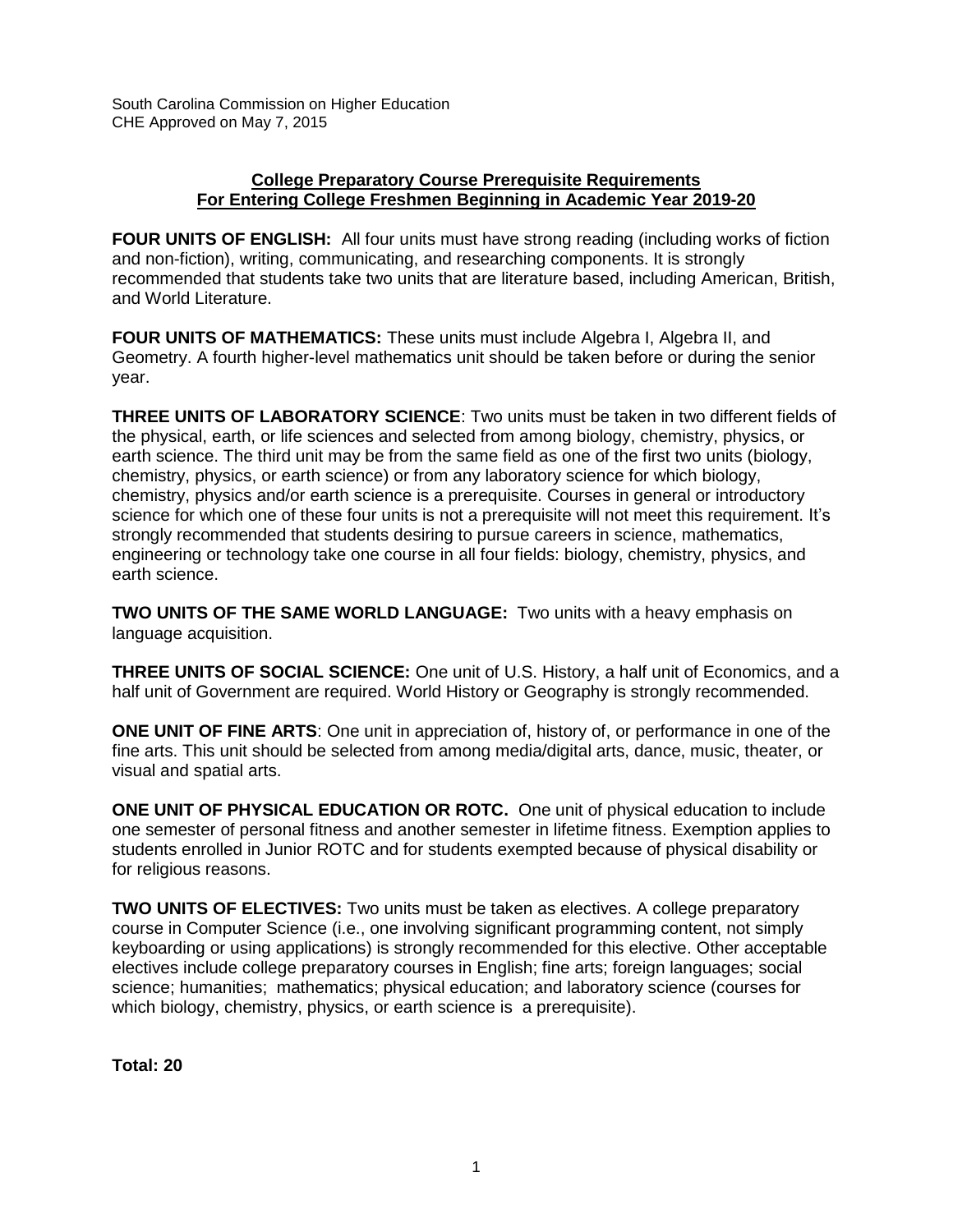South Carolina Commission on Higher Education
CHE Approved on May 7, 2015

## College Preparatory Course Prerequisite Requirements For Entering College Freshmen Beginning in Academic Year 2019-20

**FOUR UNITS OF ENGLISH:** All four units must have strong reading (including works of fiction and non-fiction), writing, communicating, and researching components. It is strongly recommended that students take two units that are literature based, including American, British, and World Literature.

**FOUR UNITS OF MATHEMATICS:** These units must include Algebra I, Algebra II, and Geometry. A fourth higher-level mathematics unit should be taken before or during the senior year.

**THREE UNITS OF LABORATORY SCIENCE**: Two units must be taken in two different fields of the physical, earth, or life sciences and selected from among biology, chemistry, physics, or earth science. The third unit may be from the same field as one of the first two units (biology, chemistry, physics, or earth science) or from any laboratory science for which biology, chemistry, physics and/or earth science is a prerequisite. Courses in general or introductory science for which one of these four units is not a prerequisite will not meet this requirement. It's strongly recommended that students desiring to pursue careers in science, mathematics, engineering or technology take one course in all four fields: biology, chemistry, physics, and earth science.

**TWO UNITS OF THE SAME WORLD LANGUAGE:** Two units with a heavy emphasis on language acquisition.

**THREE UNITS OF SOCIAL SCIENCE:** One unit of U.S. History, a half unit of Economics, and a half unit of Government are required. World History or Geography is strongly recommended.

**ONE UNIT OF FINE ARTS**: One unit in appreciation of, history of, or performance in one of the fine arts. This unit should be selected from among media/digital arts, dance, music, theater, or visual and spatial arts.

**ONE UNIT OF PHYSICAL EDUCATION OR ROTC.** One unit of physical education to include one semester of personal fitness and another semester in lifetime fitness. Exemption applies to students enrolled in Junior ROTC and for students exempted because of physical disability or for religious reasons.

**TWO UNITS OF ELECTIVES:** Two units must be taken as electives. A college preparatory course in Computer Science (i.e., one involving significant programming content, not simply keyboarding or using applications) is strongly recommended for this elective. Other acceptable electives include college preparatory courses in English; fine arts; foreign languages; social science; humanities; mathematics; physical education; and laboratory science (courses for which biology, chemistry, physics, or earth science is a prerequisite).

**Total: 20**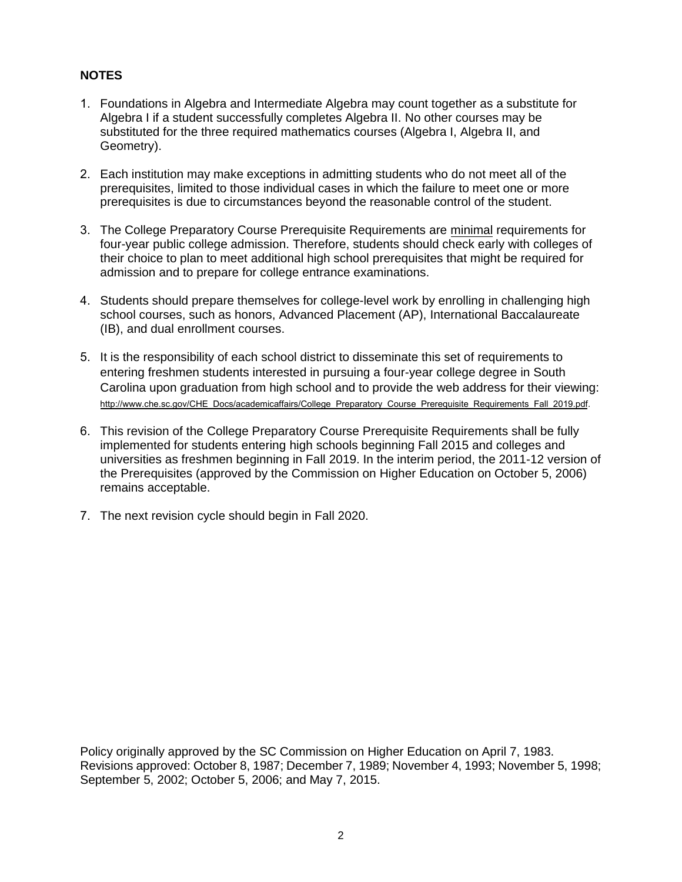**NOTES**

1. Foundations in Algebra and Intermediate Algebra may count together as a substitute for Algebra I if a student successfully completes Algebra II. No other courses may be substituted for the three required mathematics courses (Algebra I, Algebra II, and Geometry).

2. Each institution may make exceptions in admitting students who do not meet all of the prerequisites, limited to those individual cases in which the failure to meet one or more prerequisites is due to circumstances beyond the reasonable control of the student.

3. The College Preparatory Course Prerequisite Requirements are minimal requirements for four-year public college admission. Therefore, students should check early with colleges of their choice to plan to meet additional high school prerequisites that might be required for admission and to prepare for college entrance examinations.

4. Students should prepare themselves for college-level work by enrolling in challenging high school courses, such as honors, Advanced Placement (AP), International Baccalaureate (IB), and dual enrollment courses.

5. It is the responsibility of each school district to disseminate this set of requirements to entering freshmen students interested in pursuing a four-year college degree in South Carolina upon graduation from high school and to provide the web address for their viewing: http://www.che.sc.gov/CHE_Docs/academicaffairs/College_Preparatory_Course_Prerequisite_Requirements_Fall_2019.pdf.

6. This revision of the College Preparatory Course Prerequisite Requirements shall be fully implemented for students entering high schools beginning Fall 2015 and colleges and universities as freshmen beginning in Fall 2019. In the interim period, the 2011-12 version of the Prerequisites (approved by the Commission on Higher Education on October 5, 2006) remains acceptable.

7. The next revision cycle should begin in Fall 2020.

Policy originally approved by the SC Commission on Higher Education on April 7, 1983.
Revisions approved: October 8, 1987; December 7, 1989; November 4, 1993; November 5, 1998; September 5, 2002; October 5, 2006; and May 7, 2015.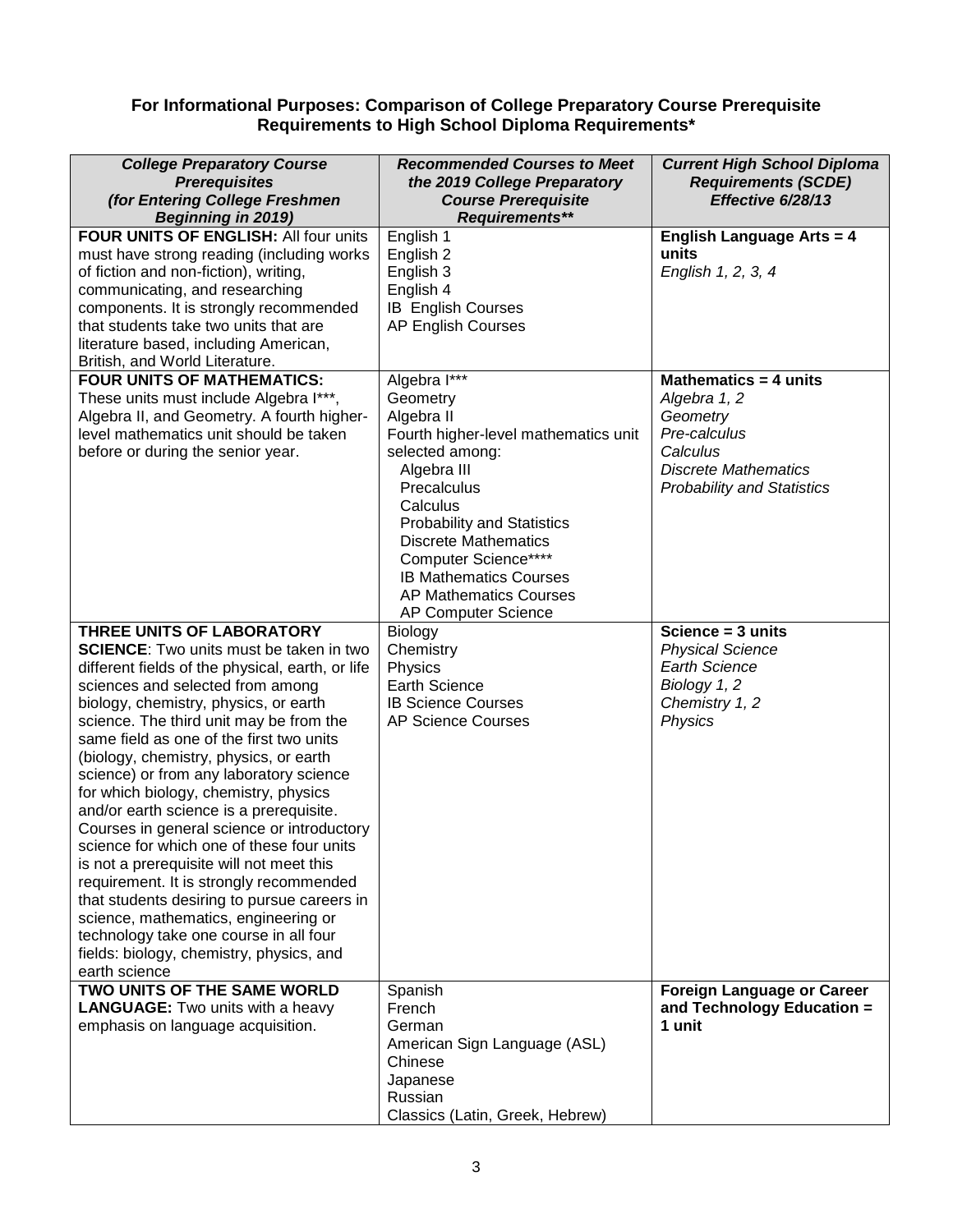**For Informational Purposes: Comparison of College Preparatory Course Prerequisite Requirements to High School Diploma Requirements***

| ***College Preparatory Course Prerequisites (for Entering College Freshmen Beginning in 2019)*** | ***Recommended Courses to Meet the 2019 College Preparatory Course Prerequisite Requirements**** | ***Current High School Diploma Requirements (SCDE) Effective 6/28/13*** |
|---|---|---|
| **FOUR UNITS OF ENGLISH:** All four units must have strong reading (including works of fiction and non-fiction), writing, communicating, and researching components. It is strongly recommended that students take two units that are literature based, including American, British, and World Literature. | English 1<br>English 2<br>English 3<br>English 4<br>IB English Courses<br>AP English Courses | **English Language Arts = 4 units**<br>*English 1, 2, 3, 4* |
| **FOUR UNITS OF MATHEMATICS:** These units must include Algebra I***, Algebra II, and Geometry. A fourth higher-level mathematics unit should be taken before or during the senior year. | Algebra I***<br>Geometry<br>Algebra II<br>Fourth higher-level mathematics unit selected among:<br>Algebra III<br>Precalculus<br>Calculus<br>Probability and Statistics<br>Discrete Mathematics<br>Computer Science****<br>IB Mathematics Courses<br>AP Mathematics Courses<br>AP Computer Science | **Mathematics = 4 units**<br>*Algebra 1, 2*<br>*Geometry*<br>*Pre-calculus*<br>*Calculus*<br>*Discrete Mathematics*<br>*Probability and Statistics* |
| **THREE UNITS OF LABORATORY SCIENCE**: Two units must be taken in two different fields of the physical, earth, or life sciences and selected from among biology, chemistry, physics, or earth science. The third unit may be from the same field as one of the first two units (biology, chemistry, physics, or earth science) or from any laboratory science for which biology, chemistry, physics and/or earth science is a prerequisite. Courses in general science or introductory science for which one of these four units is not a prerequisite will not meet this requirement. It is strongly recommended that students desiring to pursue careers in science, mathematics, engineering or technology take one course in all four fields: biology, chemistry, physics, and earth science | Biology<br>Chemistry<br>Physics<br>Earth Science<br>IB Science Courses<br>AP Science Courses | **Science = 3 units**<br>*Physical Science*<br>*Earth Science*<br>*Biology 1, 2*<br>*Chemistry 1, 2*<br>*Physics* |
| **TWO UNITS OF THE SAME WORLD LANGUAGE:** Two units with a heavy emphasis on language acquisition. | Spanish<br>French<br>German<br>American Sign Language (ASL)<br>Chinese<br>Japanese<br>Russian<br>Classics (Latin, Greek, Hebrew) | **Foreign Language or Career and Technology Education = 1 unit** |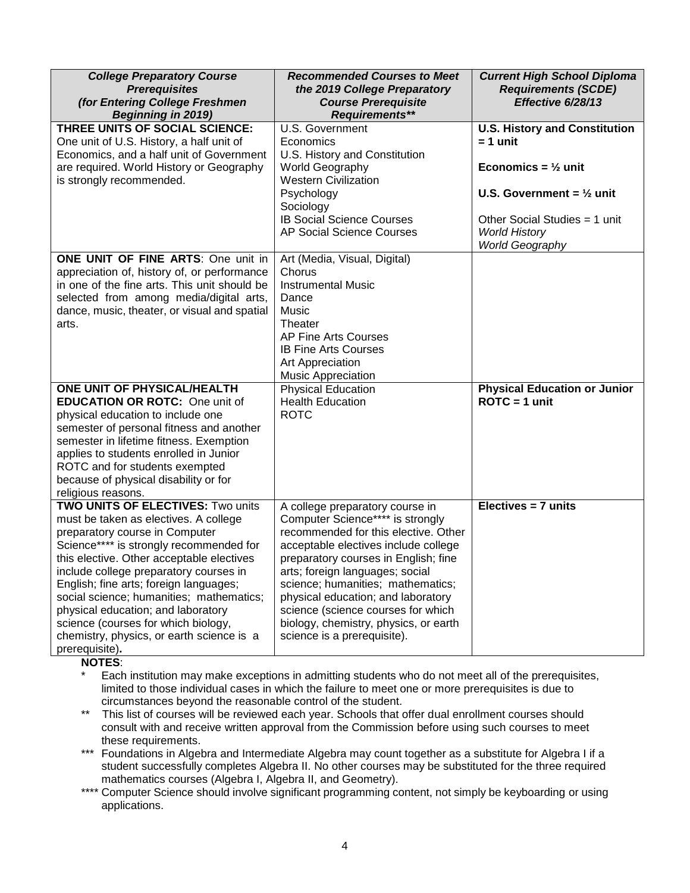| ***College Preparatory Course Prerequisites (for Entering College Freshmen Beginning in 2019)*** | ***Recommended Courses to Meet the 2019 College Preparatory Course Prerequisite Requirements**** | ***Current High School Diploma Requirements (SCDE) Effective 6/28/13*** |
|---|---|---|
| **THREE UNITS OF SOCIAL SCIENCE:** One unit of U.S. History, a half unit of Economics, and a half unit of Government are required. World History or Geography is strongly recommended. | U.S. Government<br>Economics<br>U.S. History and Constitution<br>World Geography<br>Western Civilization<br>Psychology<br>Sociology<br>IB Social Science Courses<br>AP Social Science Courses | **U.S. History and Constitution = 1 unit**<br><br>**Economics = ½ unit**<br><br>**U.S. Government = ½ unit**<br><br>Other Social Studies = 1 unit<br>*World History*<br>*World Geography* |
| **ONE UNIT OF FINE ARTS**: One unit in appreciation of, history of, or performance in one of the fine arts. This unit should be selected from among media/digital arts, dance, music, theater, or visual and spatial arts. | Art (Media, Visual, Digital)<br>Chorus<br>Instrumental Music<br>Dance<br>Music<br>Theater<br>AP Fine Arts Courses<br>IB Fine Arts Courses<br>Art Appreciation<br>Music Appreciation | |
| **ONE UNIT OF PHYSICAL/HEALTH EDUCATION OR ROTC:** One unit of physical education to include one semester of personal fitness and another semester in lifetime fitness. Exemption applies to students enrolled in Junior ROTC and for students exempted because of physical disability or for religious reasons. | Physical Education<br>Health Education<br>ROTC | **Physical Education or Junior ROTC = 1 unit** |
| **TWO UNITS OF ELECTIVES:** Two units must be taken as electives. A college preparatory course in Computer Science**** is strongly recommended for this elective. Other acceptable electives include college preparatory courses in English; fine arts; foreign languages; social science; humanities; mathematics; physical education; and laboratory science (courses for which biology, chemistry, physics, or earth science is a prerequisite). | A college preparatory course in Computer Science**** is strongly recommended for this elective. Other acceptable electives include college preparatory courses in English; fine arts; foreign languages; social science; humanities; mathematics; physical education; and laboratory science (science courses for which biology, chemistry, physics, or earth science is a prerequisite). | **Electives = 7 units** |

**NOTES**:

\* Each institution may make exceptions in admitting students who do not meet all of the prerequisites, limited to those individual cases in which the failure to meet one or more prerequisites is due to circumstances beyond the reasonable control of the student.

\** This list of courses will be reviewed each year. Schools that offer dual enrollment courses should consult with and receive written approval from the Commission before using such courses to meet these requirements.

\*** Foundations in Algebra and Intermediate Algebra may count together as a substitute for Algebra I if a student successfully completes Algebra II. No other courses may be substituted for the three required mathematics courses (Algebra I, Algebra II, and Geometry).

\**** Computer Science should involve significant programming content, not simply be keyboarding or using applications.